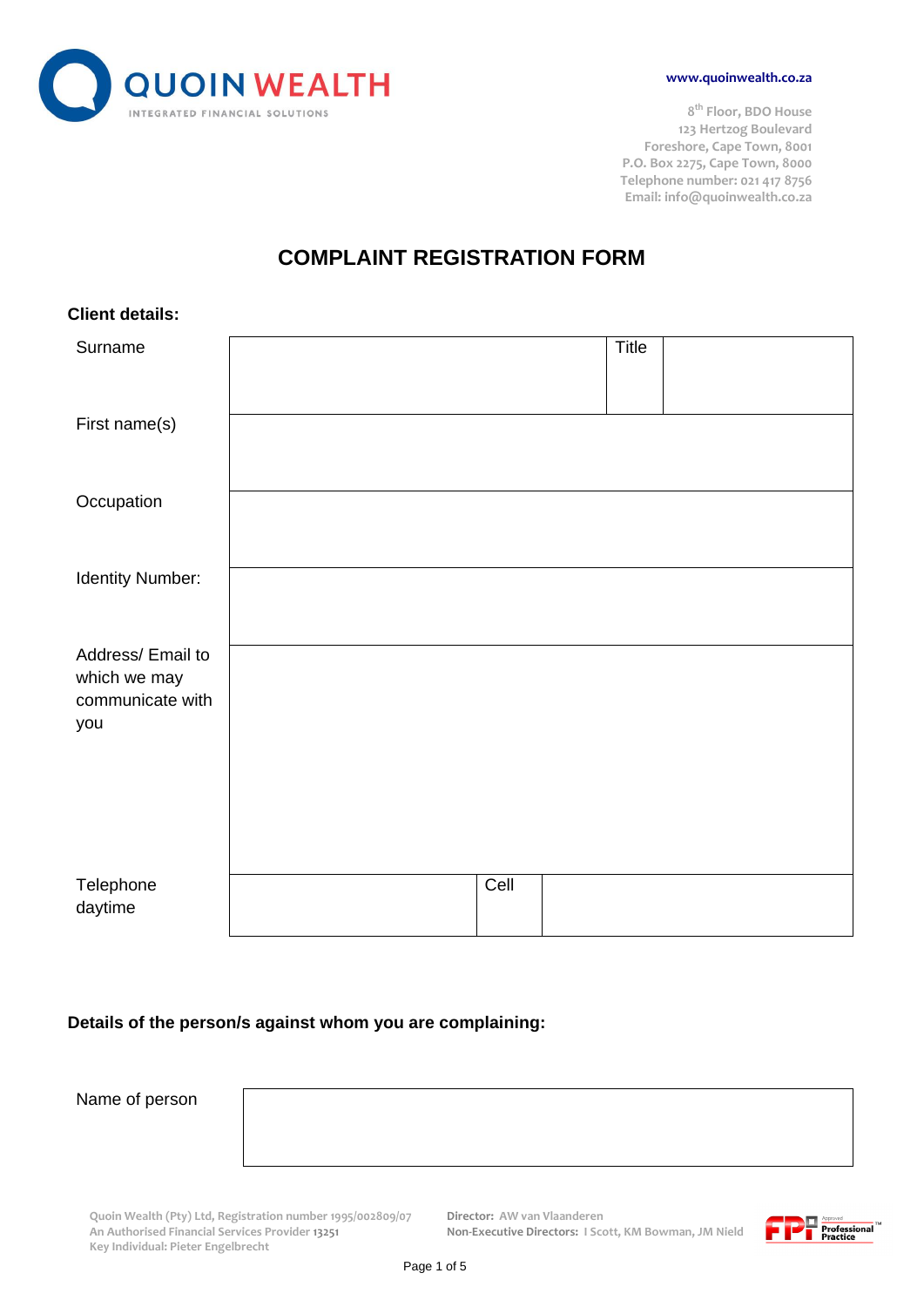**QUOIN WEALTH**
INTEGRATED FINANCIAL SOLUTIONS

www.quoinwealth.co.za

8th Floor, BDO House
123 Hertzog Boulevard
Foreshore, Cape Town, 8001
P.O. Box 2275, Cape Town, 8000
Telephone number: 021 417 8756
Email: info@quoinwealth.co.za

# COMPLAINT REGISTRATION FORM

**Client details:**

| | | | |
|---|---|---|---|
| Surname | | Title | |
| First name(s) | | | |
| Occupation | | | |
| Identity Number: | | | |
| Address/ Email to which we may communicate with you | | | |
| Telephone daytime | | Cell | |

**Details of the person/s against whom you are complaining:**

| | |
|---|---|
| Name of person | |

Quoin Wealth (Pty) Ltd, Registration number 1995/002809/07
An Authorised Financial Services Provider 13251
Key Individual: Pieter Engelbrecht

Director: AW van Vlaanderen
Non-Executive Directors: I Scott, KM Bowman, JM Nield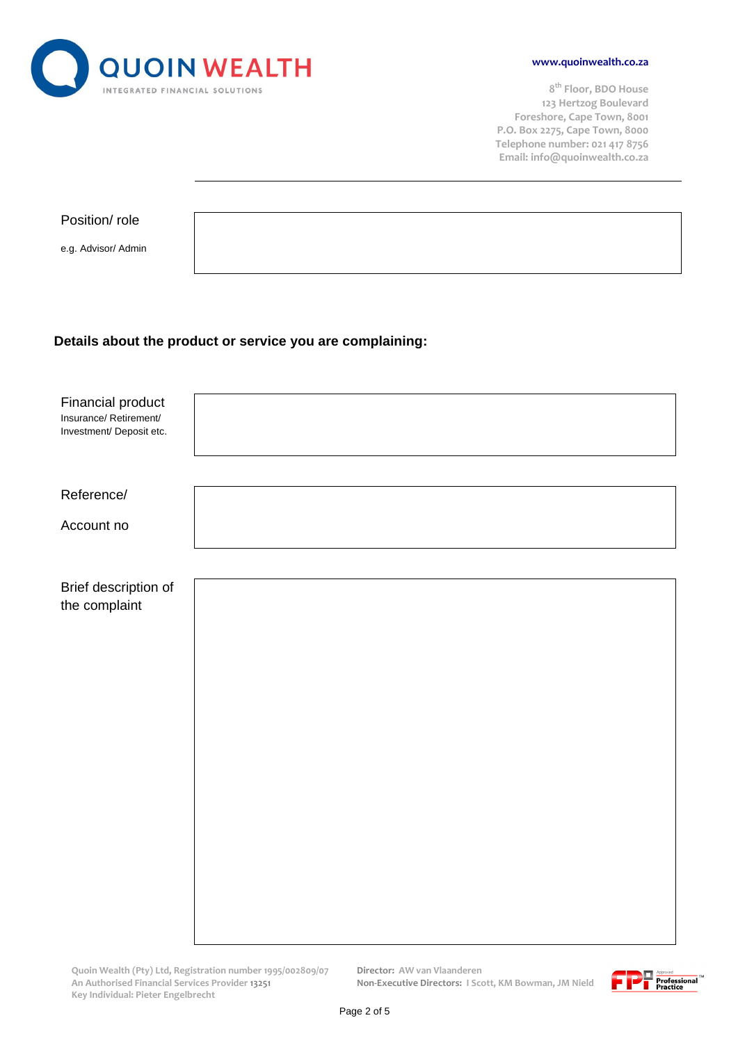Position/ role

e.g. Advisor/ Admin

| | |
|---|---|
| | |

**Details about the product or service you are complaining:**

| | |
|---|---|
| Financial product<br>Insurance/ Retirement/ Investment/ Deposit etc. | |
| Reference/ Account no | |
| Brief description of the complaint | |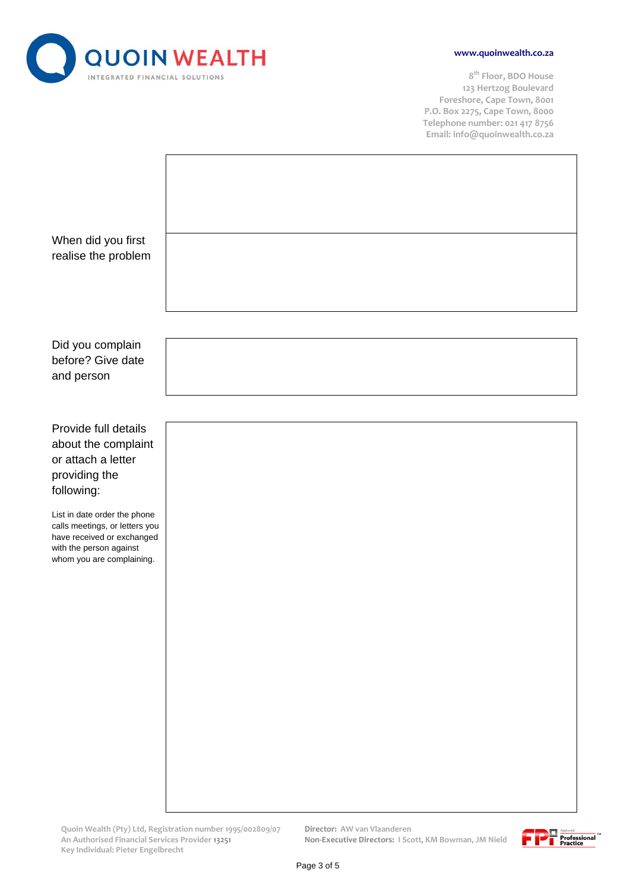**QUOIN WEALTH**
INTEGRATED FINANCIAL SOLUTIONS

www.quoinwealth.co.za

8th Floor, BDO House
123 Hertzog Boulevard
Foreshore, Cape Town, 8001
P.O. Box 2275, Cape Town, 8000
Telephone number: 021 417 8756
Email: info@quoinwealth.co.za

| | |
|---|---|
| | |
| When did you first realise the problem | |

| | |
|---|---|
| Did you complain before? Give date and person | |

| | |
|---|---|
| Provide full details about the complaint or attach a letter providing the following:<br><br>List in date order the phone calls meetings, or letters you have received or exchanged with the person against whom you are complaining. | |

Quoin Wealth (Pty) Ltd, Registration number 1995/002809/07
An Authorised Financial Services Provider 13251
Key Individual: Pieter Engelbrecht

Director: AW van Vlaanderen
Non-Executive Directors: I Scott, KM Bowman, JM Nield

Approved Professional Practice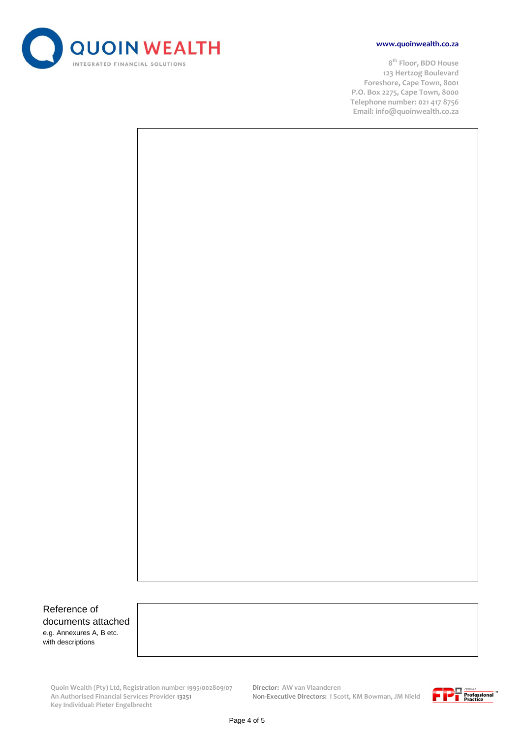Reference of documents attached

e.g. Annexures A, B etc. with descriptions

| |
|---|
| |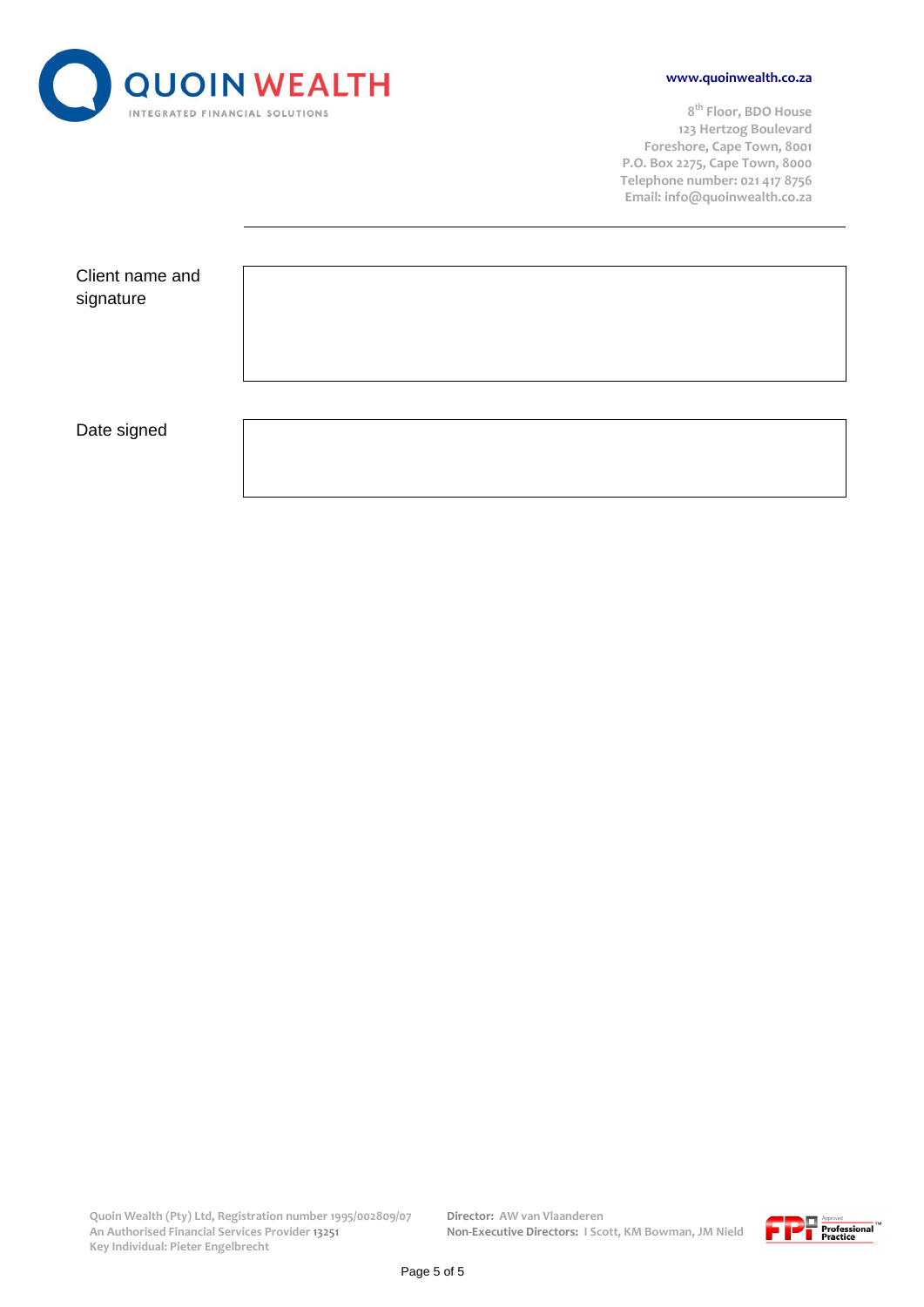QUOIN WEALTH
INTEGRATED FINANCIAL SOLUTIONS

www.quoinwealth.co.za

8th Floor, BDO House
123 Hertzog Boulevard
Foreshore, Cape Town, 8001
P.O. Box 2275, Cape Town, 8000
Telephone number: 021 417 8756
Email: info@quoinwealth.co.za

| | |
|---|---|
| Client name and signature | |
| Date signed | |

Quoin Wealth (Pty) Ltd, Registration number 1995/002809/07
An Authorised Financial Services Provider 13251
Key Individual: Pieter Engelbrecht

**Director:** AW van Vlaanderen
**Non-Executive Directors:** I Scott, KM Bowman, JM Nield

FPI Approved Professional Practice™